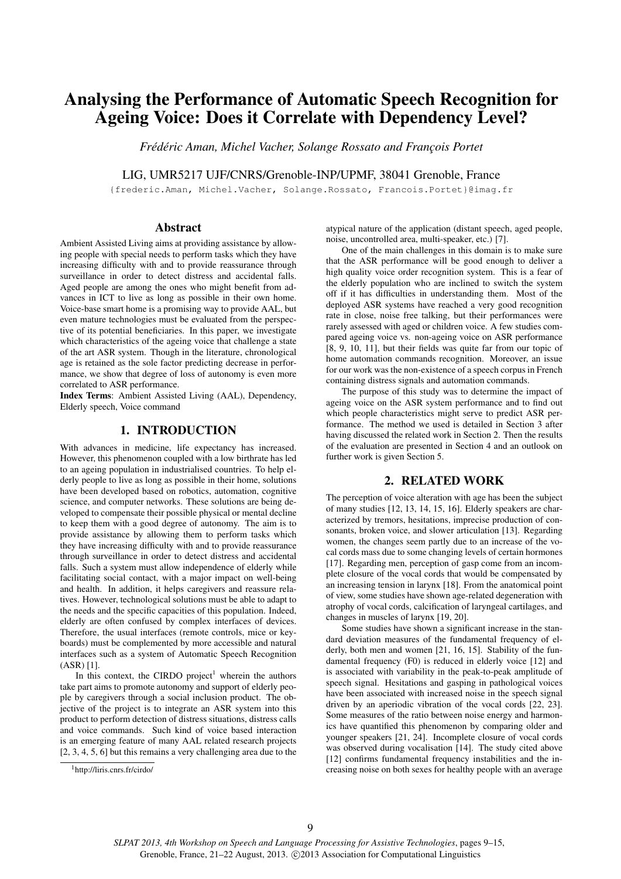# Analysing the Performance of Automatic Speech Recognition for Ageing Voice: Does it Correlate with Dependency Level?

*Frédéric Aman, Michel Vacher, Solange Rossato and François Portet*

LIG, UMR5217 UJF/CNRS/Grenoble-INP/UPMF, 38041 Grenoble, France

{frederic.Aman, Michel.Vacher, Solange.Rossato, Francois.Portet}@imag.fr

## Abstract

Ambient Assisted Living aims at providing assistance by allowing people with special needs to perform tasks which they have increasing difficulty with and to provide reassurance through surveillance in order to detect distress and accidental falls. Aged people are among the ones who might benefit from advances in ICT to live as long as possible in their own home. Voice-base smart home is a promising way to provide AAL, but even mature technologies must be evaluated from the perspective of its potential beneficiaries. In this paper, we investigate which characteristics of the ageing voice that challenge a state of the art ASR system. Though in the literature, chronological age is retained as the sole factor predicting decrease in performance, we show that degree of loss of autonomy is even more correlated to ASR performance.

**Index Terms**: Ambient Assisted Living (AAL), Dependency, Elderly speech, Voice command

## 1. INTRODUCTION

With advances in medicine, life expectancy has increased. However, this phenomenon coupled with a low birthrate has led to an ageing population in industrialised countries. To help elderly people to live as long as possible in their home, solutions have been developed based on robotics, automation, cognitive science, and computer networks. These solutions are being developed to compensate their possible physical or mental decline to keep them with a good degree of autonomy. The aim is to provide assistance by allowing them to perform tasks which they have increasing difficulty with and to provide reassurance through surveillance in order to detect distress and accidental falls. Such a system must allow independence of elderly while facilitating social contact, with a major impact on well-being and health. In addition, it helps caregivers and reassure relatives. However, technological solutions must be able to adapt to the needs and the specific capacities of this population. Indeed, elderly are often confused by complex interfaces of devices. Therefore, the usual interfaces (remote controls, mice or keyboards) must be complemented by more accessible and natural interfaces such as a system of Automatic Speech Recognition (ASR) [1].

In this context, the CIRDO project[1] wherein the authors take part aims to promote autonomy and support of elderly people by caregivers through a social inclusion product. The objective of the project is to integrate an ASR system into this product to perform detection of distress situations, distress calls and voice commands. Such kind of voice based interaction is an emerging feature of many AAL related research projects [2, 3, 4, 5, 6] but this remains a very challenging area due to the atypical nature of the application (distant speech, aged people, noise, uncontrolled area, multi-speaker, etc.) [7].

[1] http://liris.cnrs.fr/cirdo/

One of the main challenges in this domain is to make sure that the ASR performance will be good enough to deliver a high quality voice order recognition system. This is a fear of the elderly population who are inclined to switch the system off if it has difficulties in understanding them. Most of the deployed ASR systems have reached a very good recognition rate in close, noise free talking, but their performances were rarely assessed with aged or children voice. A few studies compared ageing voice vs. non-ageing voice on ASR performance [8, 9, 10, 11], but their fields was quite far from our topic of home automation commands recognition. Moreover, an issue for our work was the non-existence of a speech corpus in French containing distress signals and automation commands.

The purpose of this study was to determine the impact of ageing voice on the ASR system performance and to find out which people characteristics might serve to predict ASR performance. The method we used is detailed in Section 3 after having discussed the related work in Section 2. Then the results of the evaluation are presented in Section 4 and an outlook on further work is given Section 5.

## 2. RELATED WORK

The perception of voice alteration with age has been the subject of many studies [12, 13, 14, 15, 16]. Elderly speakers are characterized by tremors, hesitations, imprecise production of consonants, broken voice, and slower articulation [13]. Regarding women, the changes seem partly due to an increase of the vocal cords mass due to some changing levels of certain hormones [17]. Regarding men, perception of gasp come from an incomplete closure of the vocal cords that would be compensated by an increasing tension in larynx [18]. From the anatomical point of view, some studies have shown age-related degeneration with atrophy of vocal cords, calcification of laryngeal cartilages, and changes in muscles of larynx [19, 20].

Some studies have shown a significant increase in the standard deviation measures of the fundamental frequency of elderly, both men and women [21, 16, 15]. Stability of the fundamental frequency (F0) is reduced in elderly voice [12] and is associated with variability in the peak-to-peak amplitude of speech signal. Hesitations and gasping in pathological voices have been associated with increased noise in the speech signal driven by an aperiodic vibration of the vocal cords [22, 23]. Some measures of the ratio between noise energy and harmonics have quantified this phenomenon by comparing older and younger speakers [21, 24]. Incomplete closure of vocal cords was observed during vocalisation [14]. The study cited above [12] confirms fundamental frequency instabilities and the increasing noise on both sexes for healthy people with an average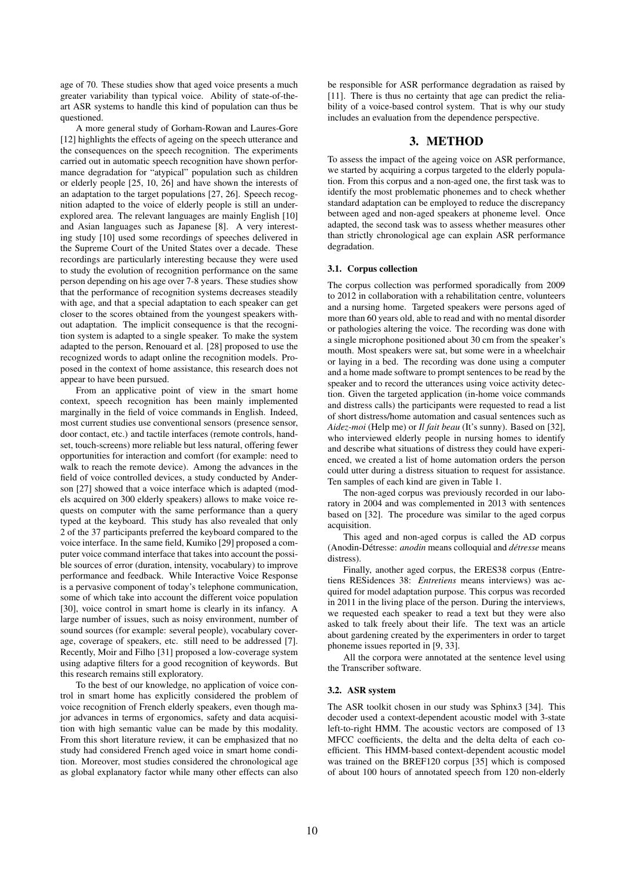age of 70. These studies show that aged voice presents a much greater variability than typical voice. Ability of state-of-the-art ASR systems to handle this kind of population can thus be questioned.

A more general study of Gorham-Rowan and Laures-Gore [12] highlights the effects of ageing on the speech utterance and the consequences on the speech recognition. The experiments carried out in automatic speech recognition have shown performance degradation for "atypical" population such as children or elderly people [25, 10, 26] and have shown the interests of an adaptation to the target populations [27, 26]. Speech recognition adapted to the voice of elderly people is still an under-explored area. The relevant languages are mainly English [10] and Asian languages such as Japanese [8]. A very interesting study [10] used some recordings of speeches delivered in the Supreme Court of the United States over a decade. These recordings are particularly interesting because they were used to study the evolution of recognition performance on the same person depending on his age over 7-8 years. These studies show that the performance of recognition systems decreases steadily with age, and that a special adaptation to each speaker can get closer to the scores obtained from the youngest speakers without adaptation. The implicit consequence is that the recognition system is adapted to a single speaker. To make the system adapted to the person, Renouard et al. [28] proposed to use the recognized words to adapt online the recognition models. Proposed in the context of home assistance, this research does not appear to have been pursued.

From an applicative point of view in the smart home context, speech recognition has been mainly implemented marginally in the field of voice commands in English. Indeed, most current studies use conventional sensors (presence sensor, door contact, etc.) and tactile interfaces (remote controls, handset, touch-screens) more reliable but less natural, offering fewer opportunities for interaction and comfort (for example: need to walk to reach the remote device). Among the advances in the field of voice controlled devices, a study conducted by Anderson [27] showed that a voice interface which is adapted (models acquired on 300 elderly speakers) allows to make voice requests on computer with the same performance than a query typed at the keyboard. This study has also revealed that only 2 of the 37 participants preferred the keyboard compared to the voice interface. In the same field, Kumiko [29] proposed a computer voice command interface that takes into account the possible sources of error (duration, intensity, vocabulary) to improve performance and feedback. While Interactive Voice Response is a pervasive component of today's telephone communication, some of which take into account the different voice population [30], voice control in smart home is clearly in its infancy. A large number of issues, such as noisy environment, number of sound sources (for example: several people), vocabulary coverage, coverage of speakers, etc. still need to be addressed [7]. Recently, Moir and Filho [31] proposed a low-coverage system using adaptive filters for a good recognition of keywords. But this research remains still exploratory.

To the best of our knowledge, no application of voice control in smart home has explicitly considered the problem of voice recognition of French elderly speakers, even though major advances in terms of ergonomics, safety and data acquisition with high semantic value can be made by this modality. From this short literature review, it can be emphasized that no study had considered French aged voice in smart home condition. Moreover, most studies considered the chronological age as global explanatory factor while many other effects can also be responsible for ASR performance degradation as raised by [11]. There is thus no certainty that age can predict the reliability of a voice-based control system. That is why our study includes an evaluation from the dependence perspective.

## 3. METHOD

To assess the impact of the ageing voice on ASR performance, we started by acquiring a corpus targeted to the elderly population. From this corpus and a non-aged one, the first task was to identify the most problematic phonemes and to check whether standard adaptation can be employed to reduce the discrepancy between aged and non-aged speakers at phoneme level. Once adapted, the second task was to assess whether measures other than strictly chronological age can explain ASR performance degradation.

### 3.1. Corpus collection

The corpus collection was performed sporadically from 2009 to 2012 in collaboration with a rehabilitation centre, volunteers and a nursing home. Targeted speakers were persons aged of more than 60 years old, able to read and with no mental disorder or pathologies altering the voice. The recording was done with a single microphone positioned about 30 cm from the speaker's mouth. Most speakers were sat, but some were in a wheelchair or laying in a bed. The recording was done using a computer and a home made software to prompt sentences to be read by the speaker and to record the utterances using voice activity detection. Given the targeted application (in-home voice commands and distress calls) the participants were requested to read a list of short distress/home automation and casual sentences such as *Aidez-moi* (Help me) or *Il fait beau* (It's sunny). Based on [32], who interviewed elderly people in nursing homes to identify and describe what situations of distress they could have experienced, we created a list of home automation orders the person could utter during a distress situation to request for assistance. Ten samples of each kind are given in Table 1.

The non-aged corpus was previously recorded in our laboratory in 2004 and was complemented in 2013 with sentences based on [32]. The procedure was similar to the aged corpus acquisition.

This aged and non-aged corpus is called the AD corpus (Anodin-Détresse: *anodin* means colloquial and *détresse* means distress).

Finally, another aged corpus, the ERES38 corpus (Entretiens RESidences 38: *Entretiens* means interviews) was acquired for model adaptation purpose. This corpus was recorded in 2011 in the living place of the person. During the interviews, we requested each speaker to read a text but they were also asked to talk freely about their life. The text was an article about gardening created by the experimenters in order to target phoneme issues reported in [9, 33].

All the corpora were annotated at the sentence level using the Transcriber software.

### 3.2. ASR system

The ASR toolkit chosen in our study was Sphinx3 [34]. This decoder used a context-dependent acoustic model with 3-state left-to-right HMM. The acoustic vectors are composed of 13 MFCC coefficients, the delta and the delta delta of each coefficient. This HMM-based context-dependent acoustic model was trained on the BREF120 corpus [35] which is composed of about 100 hours of annotated speech from 120 non-elderly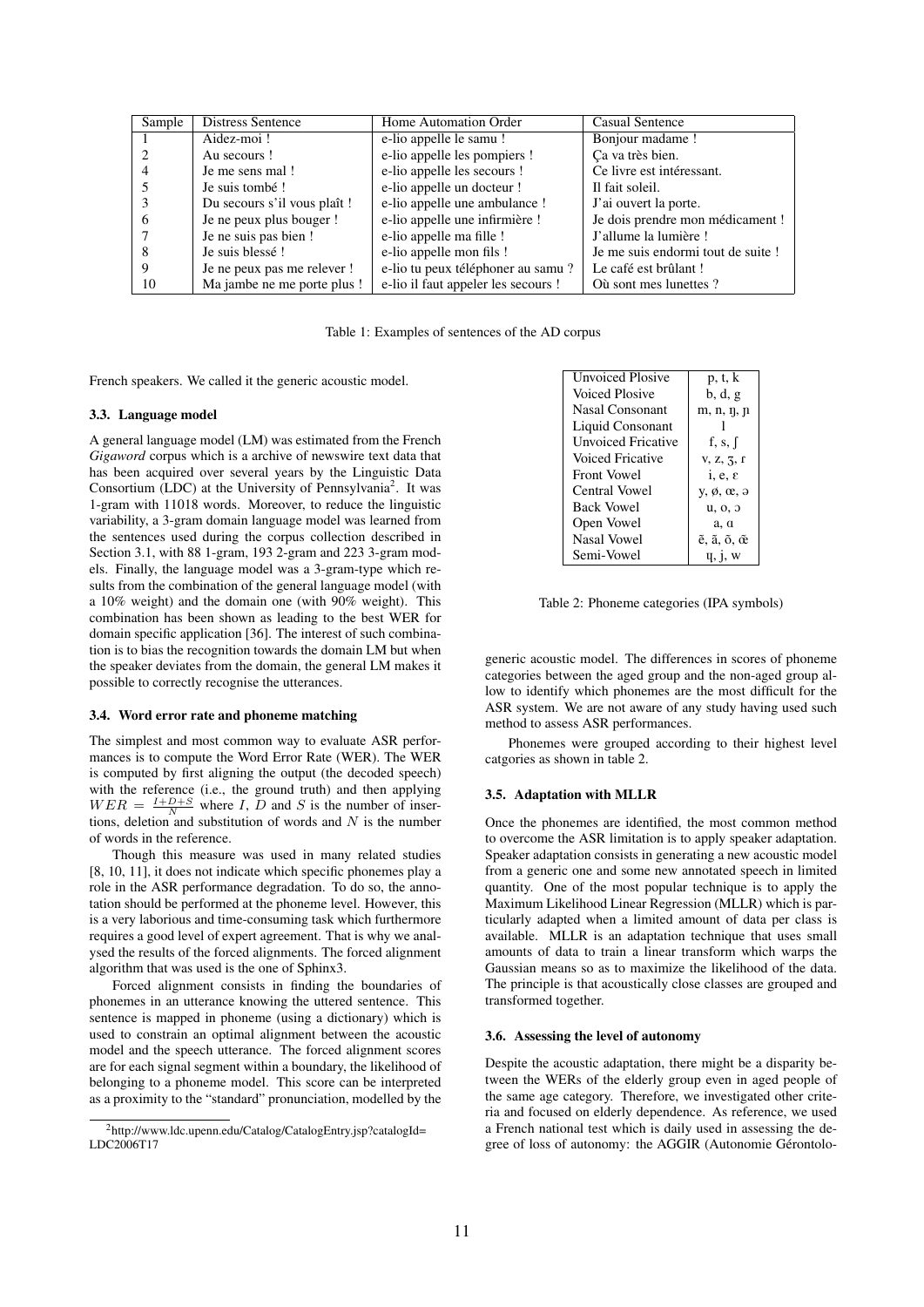| Sample | Distress Sentence | Home Automation Order | Casual Sentence |
|---|---|---|---|
| 1 | Aidez-moi ! | e-lio appelle le samu ! | Bonjour madame ! |
| 2 | Au secours ! | e-lio appelle les pompiers ! | Ça va très bien. |
| 4 | Je me sens mal ! | e-lio appelle les secours ! | Ce livre est intéressant. |
| 5 | Je suis tombé ! | e-lio appelle un docteur ! | Il fait soleil. |
| 3 | Du secours s'il vous plaît ! | e-lio appelle une ambulance ! | J'ai ouvert la porte. |
| 6 | Je ne peux plus bouger ! | e-lio appelle une infirmière ! | Je dois prendre mon médicament ! |
| 7 | Je ne suis pas bien ! | e-lio appelle ma fille ! | J'allume la lumière ! |
| 8 | Je suis blessé ! | e-lio appelle mon fils ! | Je me suis endormi tout de suite ! |
| 9 | Je ne peux pas me relever ! | e-lio tu peux téléphoner au samu ? | Le café est brûlant ! |
| 10 | Ma jambe ne me porte plus ! | e-lio il faut appeler les secours ! | Où sont mes lunettes ? |

Table 1: Examples of sentences of the AD corpus

French speakers. We called it the generic acoustic model.

### 3.3. Language model

A general language model (LM) was estimated from the French *Gigaword* corpus which is a archive of newswire text data that has been acquired over several years by the Linguistic Data Consortium (LDC) at the University of Pennsylvania[2]. It was 1-gram with 11018 words. Moreover, to reduce the linguistic variability, a 3-gram domain language model was learned from the sentences used during the corpus collection described in Section 3.1, with 88 1-gram, 193 2-gram and 223 3-gram models. Finally, the language model was a 3-gram-type which results from the combination of the general language model (with a 10% weight) and the domain one (with 90% weight). This combination has been shown as leading to the best WER for domain specific application [36]. The interest of such combination is to bias the recognition towards the domain LM but when the speaker deviates from the domain, the general LM makes it possible to correctly recognise the utterances.

### 3.4. Word error rate and phoneme matching

The simplest and most common way to evaluate ASR performances is to compute the Word Error Rate (WER). The WER is computed by first aligning the output (the decoded speech) with the reference (i.e., the ground truth) and then applying $WER = \frac{I+D+S}{N}$ where $I$, $D$ and $S$ is the number of insertions, deletion and substitution of words and $N$ is the number of words in the reference.

Though this measure was used in many related studies [8, 10, 11], it does not indicate which specific phonemes play a role in the ASR performance degradation. To do so, the annotation should be performed at the phoneme level. However, this is a very laborious and time-consuming task which furthermore requires a good level of expert agreement. That is why we analysed the results of the forced alignments. The forced alignment algorithm that was used is the one of Sphinx3.

Forced alignment consists in finding the boundaries of phonemes in an utterance knowing the uttered sentence. This sentence is mapped in phoneme (using a dictionary) which is used to constrain an optimal alignment between the acoustic model and the speech utterance. The forced alignment scores are for each signal segment within a boundary, the likelihood of belonging to a phoneme model. This score can be interpreted as a proximity to the "standard" pronunciation, modelled by the generic acoustic model. The differences in scores of phoneme categories between the aged group and the non-aged group allow to identify which phonemes are the most difficult for the ASR system. We are not aware of any study having used such method to assess ASR performances.

Phonemes were grouped according to their highest level catgories as shown in table 2.

| Category | Phonemes |
|---|---|
| Unvoiced Plosive | p, t, k |
| Voiced Plosive | b, d, g |
| Nasal Consonant | m, n, ŋ, ɲ |
| Liquid Consonant | l |
| Unvoiced Fricative | f, s, ʃ |
| Voiced Fricative | v, z, ʒ, ʁ |
| Front Vowel | i, e, ɛ |
| Central Vowel | y, ø, œ, ə |
| Back Vowel | u, o, ɔ |
| Open Vowel | a, ɑ |
| Nasal Vowel | ɛ̃, ɑ̃, ɔ̃, œ̃ |
| Semi-Vowel | ɥ, j, w |

Table 2: Phoneme categories (IPA symbols)

### 3.5. Adaptation with MLLR

Once the phonemes are identified, the most common method to overcome the ASR limitation is to apply speaker adaptation. Speaker adaptation consists in generating a new acoustic model from a generic one and some new annotated speech in limited quantity. One of the most popular technique is to apply the Maximum Likelihood Linear Regression (MLLR) which is particularly adapted when a limited amount of data per class is available. MLLR is an adaptation technique that uses small amounts of data to train a linear transform which warps the Gaussian means so as to maximize the likelihood of the data. The principle is that acoustically close classes are grouped and transformed together.

### 3.6. Assessing the level of autonomy

Despite the acoustic adaptation, there might be a disparity between the WERs of the elderly group even in aged people of the same age category. Therefore, we investigated other criteria and focused on elderly dependence. As reference, we used a French national test which is daily used in assessing the degree of loss of autonomy: the AGGIR (Autonomie Gérontolo-

[2] http://www.ldc.upenn.edu/Catalog/CatalogEntry.jsp?catalogId=LDC2006T17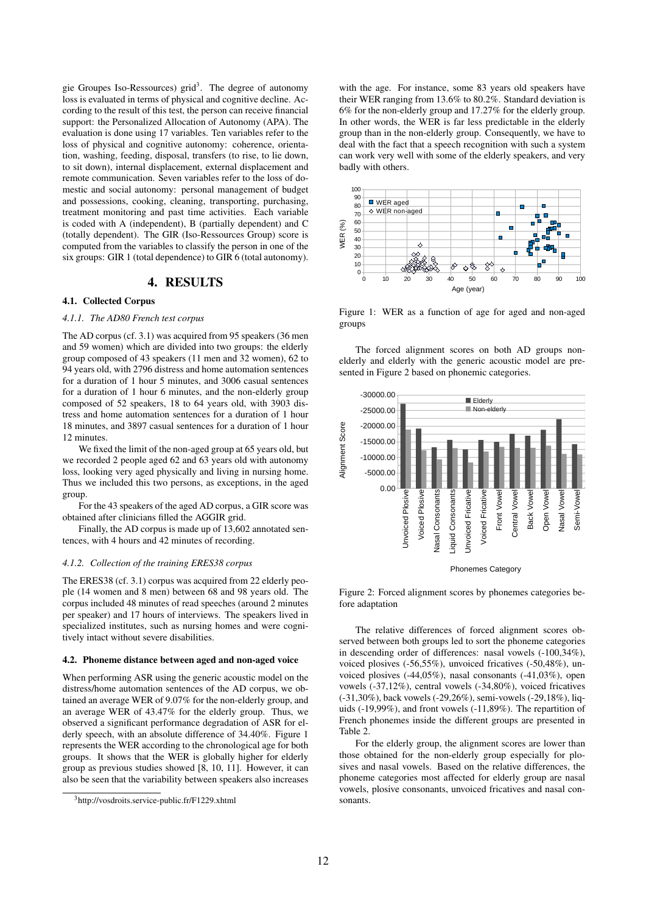gie Groupes Iso-Ressources) grid[3]. The degree of autonomy loss is evaluated in terms of physical and cognitive decline. According to the result of this test, the person can receive financial support: the Personalized Allocation of Autonomy (APA). The evaluation is done using 17 variables. Ten variables refer to the loss of physical and cognitive autonomy: coherence, orientation, washing, feeding, disposal, transfers (to rise, to lie down, to sit down), internal displacement, external displacement and remote communication. Seven variables refer to the loss of domestic and social autonomy: personal management of budget and possessions, cooking, cleaning, transporting, purchasing, treatment monitoring and past time activities. Each variable is coded with A (independent), B (partially dependent) and C (totally dependent). The GIR (Iso-Ressources Group) score is computed from the variables to classify the person in one of the six groups: GIR 1 (total dependence) to GIR 6 (total autonomy).

# 4. RESULTS

## 4.1. Collected Corpus

### *4.1.1. The AD80 French test corpus*

The AD corpus (cf. 3.1) was acquired from 95 speakers (36 men and 59 women) which are divided into two groups: the elderly group composed of 43 speakers (11 men and 32 women), 62 to 94 years old, with 2796 distress and home automation sentences for a duration of 1 hour 5 minutes, and 3006 casual sentences for a duration of 1 hour 6 minutes, and the non-elderly group composed of 52 speakers, 18 to 64 years old, with 3903 distress and home automation sentences for a duration of 1 hour 18 minutes, and 3897 casual sentences for a duration of 1 hour 12 minutes.

We fixed the limit of the non-aged group at 65 years old, but we recorded 2 people aged 62 and 63 years old with autonomy loss, looking very aged physically and living in nursing home. Thus we included this two persons, as exceptions, in the aged group.

For the 43 speakers of the aged AD corpus, a GIR score was obtained after clinicians filled the AGGIR grid.

Finally, the AD corpus is made up of 13,602 annotated sentences, with 4 hours and 42 minutes of recording.

### *4.1.2. Collection of the training ERES38 corpus*

The ERES38 (cf. 3.1) corpus was acquired from 22 elderly people (14 women and 8 men) between 68 and 98 years old. The corpus included 48 minutes of read speeches (around 2 minutes per speaker) and 17 hours of interviews. The speakers lived in specialized institutes, such as nursing homes and were cognitively intact without severe disabilities.

## 4.2. Phoneme distance between aged and non-aged voice

When performing ASR using the generic acoustic model on the distress/home automation sentences of the AD corpus, we obtained an average WER of 9.07% for the non-elderly group, and an average WER of 43.47% for the elderly group. Thus, we observed a significant performance degradation of ASR for elderly speech, with an absolute difference of 34.40%. Figure 1 represents the WER according to the chronological age for both groups. It shows that the WER is globally higher for elderly group as previous studies showed [8, 10, 11]. However, it can also be seen that the variability between speakers also increases with the age. For instance, some 83 years old speakers have their WER ranging from 13.6% to 80.2%. Standard deviation is 6% for the non-elderly group and 17.27% for the elderly group. In other words, the WER is far less predictable in the elderly group than in the non-elderly group. Consequently, we have to deal with the fact that a speech recognition with such a system can work very well with some of the elderly speakers, and very badly with others.

Figure 1: WER as a function of age for aged and non-aged groups

The forced alignment scores on both AD groups non-elderly and elderly with the generic acoustic model are presented in Figure 2 based on phonemic categories.

Figure 2: Forced alignment scores by phonemes categories before adaptation

The relative differences of forced alignment scores observed between both groups led to sort the phoneme categories in descending order of differences: nasal vowels (-100,34%), voiced plosives (-56,55%), unvoiced fricatives (-50,48%), unvoiced plosives (-44,05%), nasal consonants (-41,03%), open vowels (-37,12%), central vowels (-34,80%), voiced fricatives (-31,30%), back vowels (-29,26%), semi-vowels (-29,18%), liquids (-19,99%), and front vowels (-11,89%). The repartition of French phonemes inside the different groups are presented in Table 2.

For the elderly group, the alignment scores are lower than those obtained for the non-elderly group especially for plosives and nasal vowels. Based on the relative differences, the phoneme categories most affected for elderly group are nasal vowels, plosive consonants, unvoiced fricatives and nasal consonants.

[3] http://vosdroits.service-public.fr/F1229.xhtml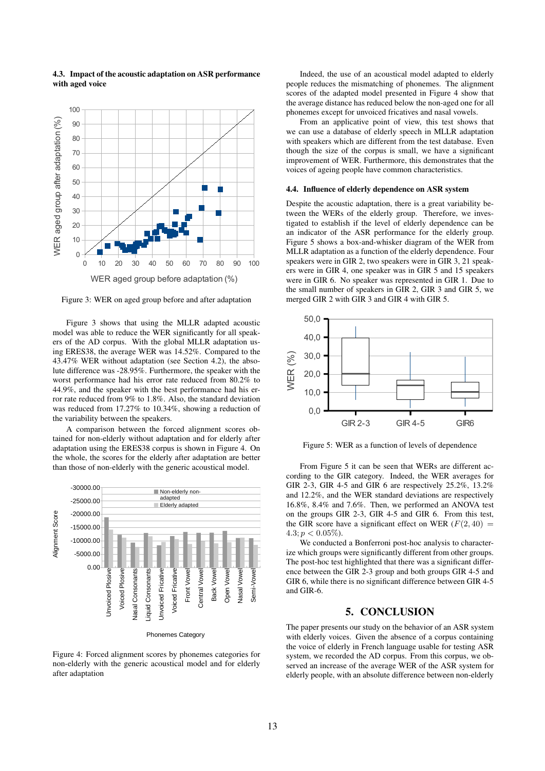### 4.3. Impact of the acoustic adaptation on ASR performance with aged voice

Figure 3: WER on aged group before and after adaptation

Figure 3 shows that using the MLLR adapted acoustic model was able to reduce the WER significantly for all speakers of the AD corpus. With the global MLLR adaptation using ERES38, the average WER was 14.52%. Compared to the 43.47% WER without adaptation (see Section 4.2), the absolute difference was -28.95%. Furthermore, the speaker with the worst performance had his error rate reduced from 80.2% to 44.9%, and the speaker with the best performance had his error rate reduced from 9% to 1.8%. Also, the standard deviation was reduced from 17.27% to 10.34%, showing a reduction of the variability between the speakers.

A comparison between the forced alignment scores obtained for non-elderly without adaptation and for elderly after adaptation using the ERES38 corpus is shown in Figure 4. On the whole, the scores for the elderly after adaptation are better than those of non-elderly with the generic acoustical model.

Figure 4: Forced alignment scores by phonemes categories for non-elderly with the generic acoustical model and for elderly after adaptation

Indeed, the use of an acoustical model adapted to elderly people reduces the mismatching of phonemes. The alignment scores of the adapted model presented in Figure 4 show that the average distance has reduced below the non-aged one for all phonemes except for unvoiced fricatives and nasal vowels.

From an applicative point of view, this test shows that we can use a database of elderly speech in MLLR adaptation with speakers which are different from the test database. Even though the size of the corpus is small, we have a significant improvement of WER. Furthermore, this demonstrates that the voices of ageing people have common characteristics.

### 4.4. Influence of elderly dependence on ASR system

Despite the acoustic adaptation, there is a great variability between the WERs of the elderly group. Therefore, we investigated to establish if the level of elderly dependence can be an indicator of the ASR performance for the elderly group. Figure 5 shows a box-and-whisker diagram of the WER from MLLR adaptation as a function of the elderly dependence. Four speakers were in GIR 2, two speakers were in GIR 3, 21 speakers were in GIR 4, one speaker was in GIR 5 and 15 speakers were in GIR 6. No speaker was represented in GIR 1. Due to the small number of speakers in GIR 2, GIR 3 and GIR 5, we merged GIR 2 with GIR 3 and GIR 4 with GIR 5.

Figure 5: WER as a function of levels of dependence

From Figure 5 it can be seen that WERs are different according to the GIR category. Indeed, the WER averages for GIR 2-3, GIR 4-5 and GIR 6 are respectively 25.2%, 13.2% and 12.2%, and the WER standard deviations are respectively 16.8%, 8.4% and 7.6%. Then, we performed an ANOVA test on the groups GIR 2-3, GIR 4-5 and GIR 6. From this test, the GIR score have a significant effect on WER ($F(2, 40) = 4.3; p < 0.05\%$).

We conducted a Bonferroni post-hoc analysis to characterize which groups were significantly different from other groups. The post-hoc test highlighted that there was a significant difference between the GIR 2-3 group and both groups GIR 4-5 and GIR 6, while there is no significant difference between GIR 4-5 and GIR-6.

## 5. CONCLUSION

The paper presents our study on the behavior of an ASR system with elderly voices. Given the absence of a corpus containing the voice of elderly in French language usable for testing ASR system, we recorded the AD corpus. From this corpus, we observed an increase of the average WER of the ASR system for elderly people, with an absolute difference between non-elderly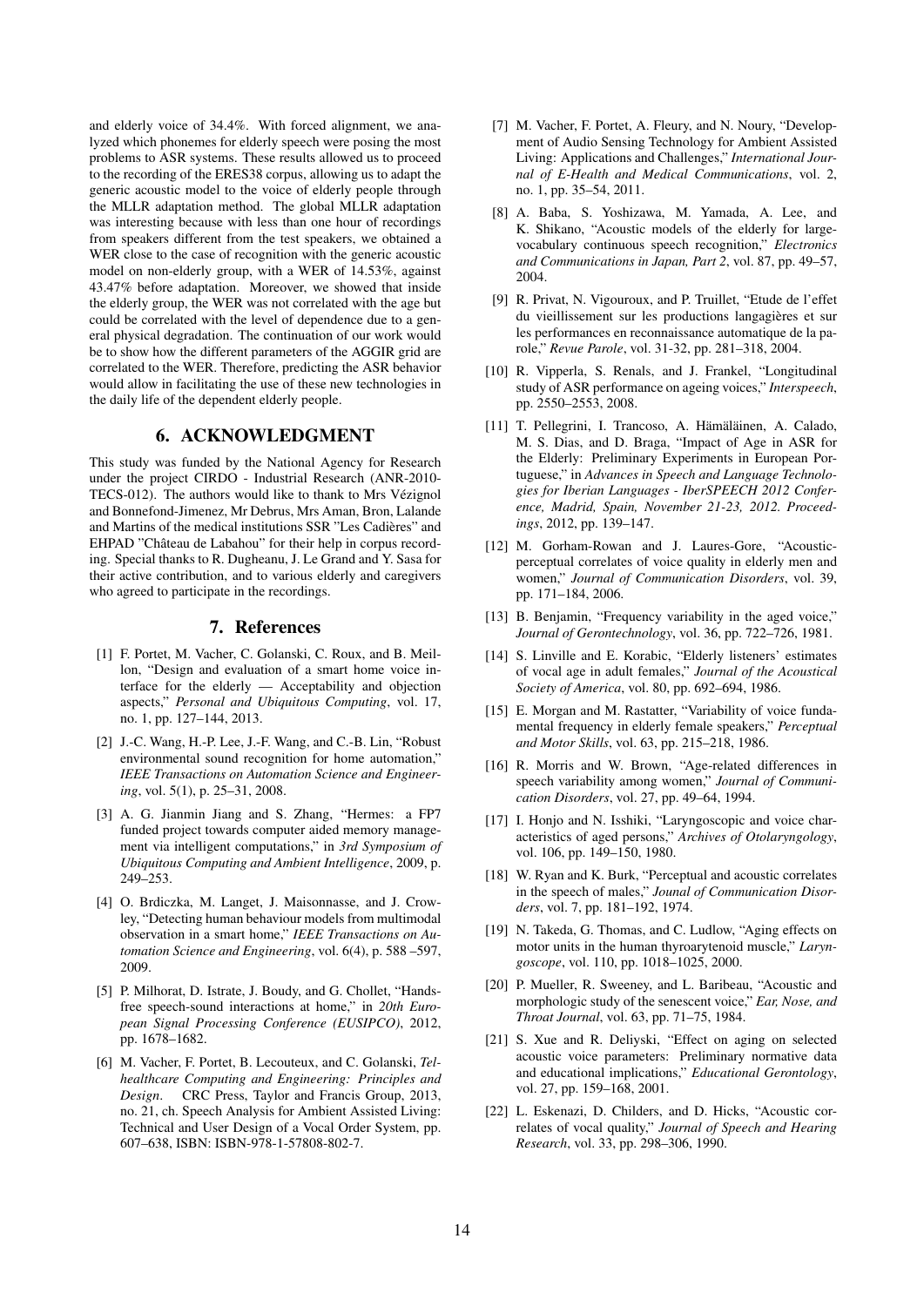and elderly voice of 34.4%. With forced alignment, we analyzed which phonemes for elderly speech were posing the most problems to ASR systems. These results allowed us to proceed to the recording of the ERES38 corpus, allowing us to adapt the generic acoustic model to the voice of elderly people through the MLLR adaptation method. The global MLLR adaptation was interesting because with less than one hour of recordings from speakers different from the test speakers, we obtained a WER close to the case of recognition with the generic acoustic model on non-elderly group, with a WER of 14.53%, against 43.47% before adaptation. Moreover, we showed that inside the elderly group, the WER was not correlated with the age but could be correlated with the level of dependence due to a general physical degradation. The continuation of our work would be to show how the different parameters of the AGGIR grid are correlated to the WER. Therefore, predicting the ASR behavior would allow in facilitating the use of these new technologies in the daily life of the dependent elderly people.

## 6. ACKNOWLEDGMENT

This study was funded by the National Agency for Research under the project CIRDO - Industrial Research (ANR-2010-TECS-012). The authors would like to thank to Mrs Vézignol and Bonnefond-Jimenez, Mr Debrus, Mrs Aman, Bron, Lalande and Martins of the medical institutions SSR "Les Cadières" and EHPAD "Château de Labahou" for their help in corpus recording. Special thanks to R. Dugheanu, J. Le Grand and Y. Sasa for their active contribution, and to various elderly and caregivers who agreed to participate in the recordings.

## 7. References

[1] F. Portet, M. Vacher, C. Golanski, C. Roux, and B. Meillon, "Design and evaluation of a smart home voice interface for the elderly — Acceptability and objection aspects," *Personal and Ubiquitous Computing*, vol. 17, no. 1, pp. 127–144, 2013.

[2] J.-C. Wang, H.-P. Lee, J.-F. Wang, and C.-B. Lin, "Robust environmental sound recognition for home automation," *IEEE Transactions on Automation Science and Engineering*, vol. 5(1), p. 25–31, 2008.

[3] A. G. Jianmin Jiang and S. Zhang, "Hermes: a FP7 funded project towards computer aided memory management via intelligent computations," in *3rd Symposium of Ubiquitous Computing and Ambient Intelligence*, 2009, p. 249–253.

[4] O. Brdiczka, M. Langet, J. Maisonnasse, and J. Crowley, "Detecting human behaviour models from multimodal observation in a smart home," *IEEE Transactions on Automation Science and Engineering*, vol. 6(4), p. 588 –597, 2009.

[5] P. Milhorat, D. Istrate, J. Boudy, and G. Chollet, "Hands-free speech-sound interactions at home," in *20th European Signal Processing Conference (EUSIPCO)*, 2012, pp. 1678–1682.

[6] M. Vacher, F. Portet, B. Lecouteux, and C. Golanski, *Telhealthcare Computing and Engineering: Principles and Design*. CRC Press, Taylor and Francis Group, 2013, no. 21, ch. Speech Analysis for Ambient Assisted Living: Technical and User Design of a Vocal Order System, pp. 607–638, ISBN: ISBN-978-1-57808-802-7.

[7] M. Vacher, F. Portet, A. Fleury, and N. Noury, "Development of Audio Sensing Technology for Ambient Assisted Living: Applications and Challenges," *International Journal of E-Health and Medical Communications*, vol. 2, no. 1, pp. 35–54, 2011.

[8] A. Baba, S. Yoshizawa, M. Yamada, A. Lee, and K. Shikano, "Acoustic models of the elderly for large-vocabulary continuous speech recognition," *Electronics and Communications in Japan, Part 2*, vol. 87, pp. 49–57, 2004.

[9] R. Privat, N. Vigouroux, and P. Truillet, "Etude de l'effet du vieillissement sur les productions langagières et sur les performances en reconnaissance automatique de la parole," *Revue Parole*, vol. 31-32, pp. 281–318, 2004.

[10] R. Vipperla, S. Renals, and J. Frankel, "Longitudinal study of ASR performance on ageing voices," *Interspeech*, pp. 2550–2553, 2008.

[11] T. Pellegrini, I. Trancoso, A. Hämäläinen, A. Calado, M. S. Dias, and D. Braga, "Impact of Age in ASR for the Elderly: Preliminary Experiments in European Portuguese," in *Advances in Speech and Language Technologies for Iberian Languages - IberSPEECH 2012 Conference, Madrid, Spain, November 21-23, 2012. Proceedings*, 2012, pp. 139–147.

[12] M. Gorham-Rowan and J. Laures-Gore, "Acoustic-perceptual correlates of voice quality in elderly men and women," *Journal of Communication Disorders*, vol. 39, pp. 171–184, 2006.

[13] B. Benjamin, "Frequency variability in the aged voice," *Journal of Gerontechnology*, vol. 36, pp. 722–726, 1981.

[14] S. Linville and E. Korabic, "Elderly listeners' estimates of vocal age in adult females," *Journal of the Acoustical Society of America*, vol. 80, pp. 692–694, 1986.

[15] E. Morgan and M. Rastatter, "Variability of voice fundamental frequency in elderly female speakers," *Perceptual and Motor Skills*, vol. 63, pp. 215–218, 1986.

[16] R. Morris and W. Brown, "Age-related differences in speech variability among women," *Journal of Communication Disorders*, vol. 27, pp. 49–64, 1994.

[17] I. Honjo and N. Isshiki, "Laryngoscopic and voice characteristics of aged persons," *Archives of Otolaryngology*, vol. 106, pp. 149–150, 1980.

[18] W. Ryan and K. Burk, "Perceptual and acoustic correlates in the speech of males," *Jounal of Communication Disorders*, vol. 7, pp. 181–192, 1974.

[19] N. Takeda, G. Thomas, and C. Ludlow, "Aging effects on motor units in the human thyroarytenoid muscle," *Laryngoscope*, vol. 110, pp. 1018–1025, 2000.

[20] P. Mueller, R. Sweeney, and L. Baribeau, "Acoustic and morphologic study of the senescent voice," *Ear, Nose, and Throat Journal*, vol. 63, pp. 71–75, 1984.

[21] S. Xue and R. Deliyski, "Effect on aging on selected acoustic voice parameters: Preliminary normative data and educational implications," *Educational Gerontology*, vol. 27, pp. 159–168, 2001.

[22] L. Eskenazi, D. Childers, and D. Hicks, "Acoustic correlates of vocal quality," *Journal of Speech and Hearing Research*, vol. 33, pp. 298–306, 1990.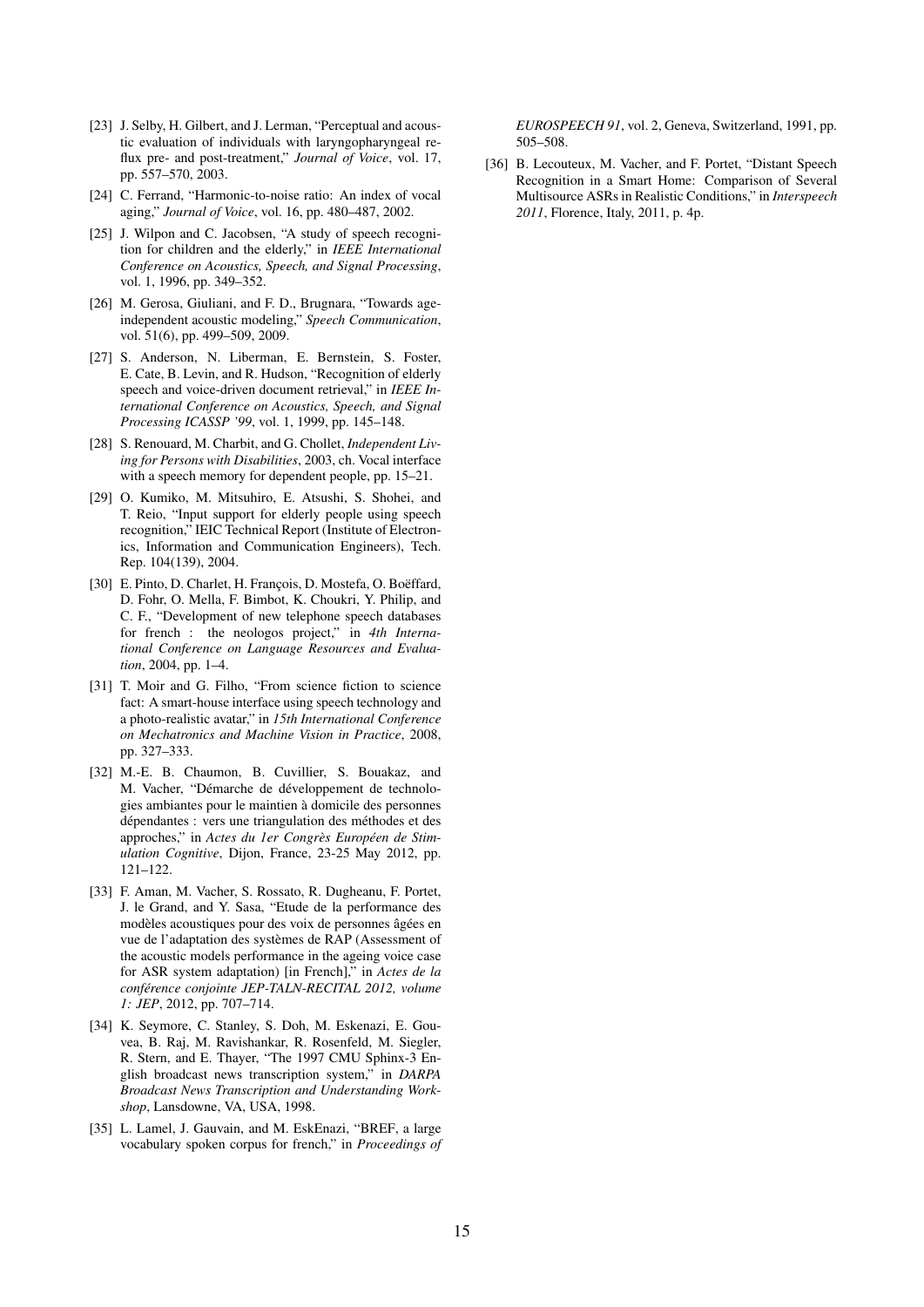[23] J. Selby, H. Gilbert, and J. Lerman, "Perceptual and acoustic evaluation of individuals with laryngopharyngeal reflux pre- and post-treatment," *Journal of Voice*, vol. 17, pp. 557–570, 2003.

[24] C. Ferrand, "Harmonic-to-noise ratio: An index of vocal aging," *Journal of Voice*, vol. 16, pp. 480–487, 2002.

[25] J. Wilpon and C. Jacobsen, "A study of speech recognition for children and the elderly," in *IEEE International Conference on Acoustics, Speech, and Signal Processing*, vol. 1, 1996, pp. 349–352.

[26] M. Gerosa, Giuliani, and F. D., Brugnara, "Towards age-independent acoustic modeling," *Speech Communication*, vol. 51(6), pp. 499–509, 2009.

[27] S. Anderson, N. Liberman, E. Bernstein, S. Foster, E. Cate, B. Levin, and R. Hudson, "Recognition of elderly speech and voice-driven document retrieval," in *IEEE International Conference on Acoustics, Speech, and Signal Processing ICASSP '99*, vol. 1, 1999, pp. 145–148.

[28] S. Renouard, M. Charbit, and G. Chollet, *Independent Living for Persons with Disabilities*, 2003, ch. Vocal interface with a speech memory for dependent people, pp. 15–21.

[29] O. Kumiko, M. Mitsuhiro, E. Atsushi, S. Shohei, and T. Reio, "Input support for elderly people using speech recognition," IEIC Technical Report (Institute of Electronics, Information and Communication Engineers), Tech. Rep. 104(139), 2004.

[30] E. Pinto, D. Charlet, H. François, D. Mostefa, O. Boëffard, D. Fohr, O. Mella, F. Bimbot, K. Choukri, Y. Philip, and C. F., "Development of new telephone speech databases for french : the neologos project," in *4th International Conference on Language Resources and Evaluation*, 2004, pp. 1–4.

[31] T. Moir and G. Filho, "From science fiction to science fact: A smart-house interface using speech technology and a photo-realistic avatar," in *15th International Conference on Mechatronics and Machine Vision in Practice*, 2008, pp. 327–333.

[32] M.-E. B. Chaumon, B. Cuvillier, S. Bouakaz, and M. Vacher, "Démarche de développement de technologies ambiantes pour le maintien à domicile des personnes dépendantes : vers une triangulation des méthodes et des approches," in *Actes du 1er Congrès Européen de Stimulation Cognitive*, Dijon, France, 23-25 May 2012, pp. 121–122.

[33] F. Aman, M. Vacher, S. Rossato, R. Dugheanu, F. Portet, J. le Grand, and Y. Sasa, "Etude de la performance des modèles acoustiques pour des voix de personnes âgées en vue de l'adaptation des systèmes de RAP (Assessment of the acoustic models performance in the ageing voice case for ASR system adaptation) [in French]," in *Actes de la conférence conjointe JEP-TALN-RECITAL 2012, volume 1: JEP*, 2012, pp. 707–714.

[34] K. Seymore, C. Stanley, S. Doh, M. Eskenazi, E. Gouvea, B. Raj, M. Ravishankar, R. Rosenfeld, M. Siegler, R. Stern, and E. Thayer, "The 1997 CMU Sphinx-3 English broadcast news transcription system," in *DARPA Broadcast News Transcription and Understanding Workshop*, Lansdowne, VA, USA, 1998.

[35] L. Lamel, J. Gauvain, and M. EskEnazi, "BREF, a large vocabulary spoken corpus for french," in *Proceedings of EUROSPEECH 91*, vol. 2, Geneva, Switzerland, 1991, pp. 505–508.

[36] B. Lecouteux, M. Vacher, and F. Portet, "Distant Speech Recognition in a Smart Home: Comparison of Several Multisource ASRs in Realistic Conditions," in *Interspeech 2011*, Florence, Italy, 2011, p. 4p.